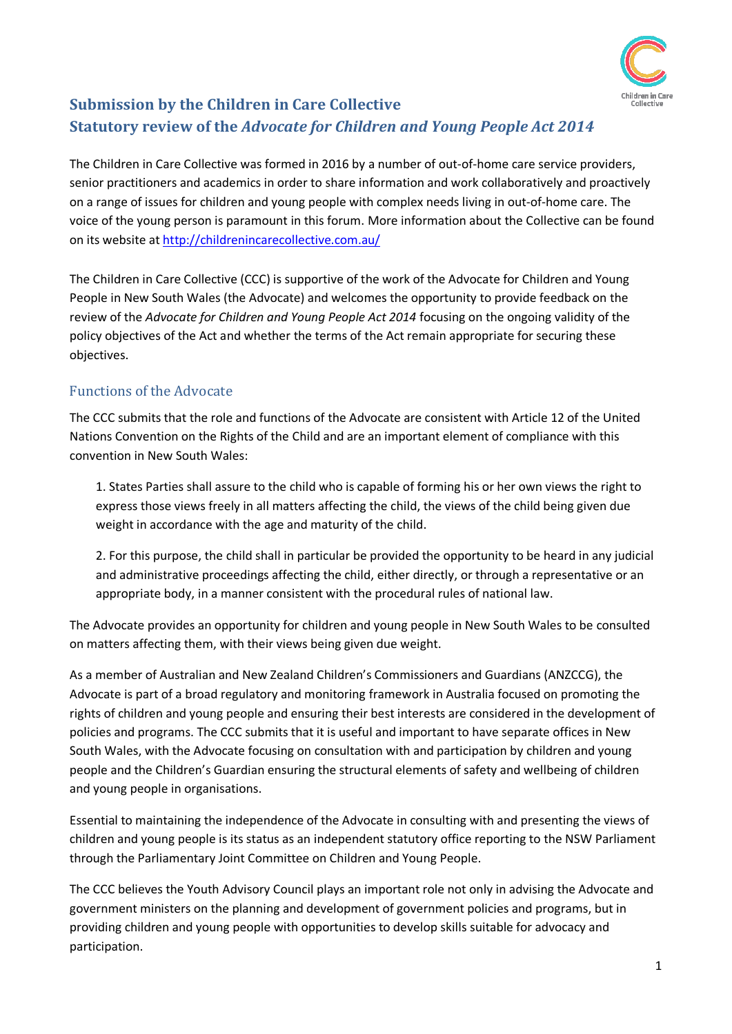# Submission by the Children in Care Collective
# Statutory review of the *Advocate for Children and Young People Act 2014*

The Children in Care Collective was formed in 2016 by a number of out-of-home care service providers, senior practitioners and academics in order to share information and work collaboratively and proactively on a range of issues for children and young people with complex needs living in out-of-home care. The voice of the young person is paramount in this forum. More information about the Collective can be found on its website at http://childrenincarecollective.com.au/

The Children in Care Collective (CCC) is supportive of the work of the Advocate for Children and Young People in New South Wales (the Advocate) and welcomes the opportunity to provide feedback on the review of the *Advocate for Children and Young People Act 2014* focusing on the ongoing validity of the policy objectives of the Act and whether the terms of the Act remain appropriate for securing these objectives.

## Functions of the Advocate

The CCC submits that the role and functions of the Advocate are consistent with Article 12 of the United Nations Convention on the Rights of the Child and are an important element of compliance with this convention in New South Wales:

> 1. States Parties shall assure to the child who is capable of forming his or her own views the right to express those views freely in all matters affecting the child, the views of the child being given due weight in accordance with the age and maturity of the child.
>
> 2. For this purpose, the child shall in particular be provided the opportunity to be heard in any judicial and administrative proceedings affecting the child, either directly, or through a representative or an appropriate body, in a manner consistent with the procedural rules of national law.

The Advocate provides an opportunity for children and young people in New South Wales to be consulted on matters affecting them, with their views being given due weight.

As a member of Australian and New Zealand Children's Commissioners and Guardians (ANZCCG), the Advocate is part of a broad regulatory and monitoring framework in Australia focused on promoting the rights of children and young people and ensuring their best interests are considered in the development of policies and programs. The CCC submits that it is useful and important to have separate offices in New South Wales, with the Advocate focusing on consultation with and participation by children and young people and the Children's Guardian ensuring the structural elements of safety and wellbeing of children and young people in organisations.

Essential to maintaining the independence of the Advocate in consulting with and presenting the views of children and young people is its status as an independent statutory office reporting to the NSW Parliament through the Parliamentary Joint Committee on Children and Young People.

The CCC believes the Youth Advisory Council plays an important role not only in advising the Advocate and government ministers on the planning and development of government policies and programs, but in providing children and young people with opportunities to develop skills suitable for advocacy and participation.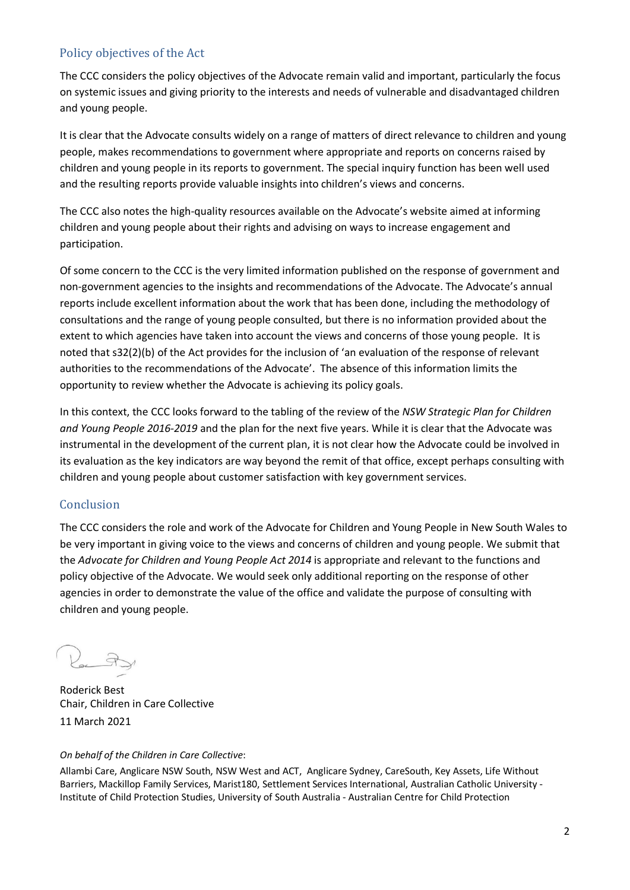## Policy objectives of the Act

The CCC considers the policy objectives of the Advocate remain valid and important, particularly the focus on systemic issues and giving priority to the interests and needs of vulnerable and disadvantaged children and young people.

It is clear that the Advocate consults widely on a range of matters of direct relevance to children and young people, makes recommendations to government where appropriate and reports on concerns raised by children and young people in its reports to government. The special inquiry function has been well used and the resulting reports provide valuable insights into children's views and concerns.

The CCC also notes the high-quality resources available on the Advocate's website aimed at informing children and young people about their rights and advising on ways to increase engagement and participation.

Of some concern to the CCC is the very limited information published on the response of government and non-government agencies to the insights and recommendations of the Advocate. The Advocate's annual reports include excellent information about the work that has been done, including the methodology of consultations and the range of young people consulted, but there is no information provided about the extent to which agencies have taken into account the views and concerns of those young people. It is noted that s32(2)(b) of the Act provides for the inclusion of 'an evaluation of the response of relevant authorities to the recommendations of the Advocate'. The absence of this information limits the opportunity to review whether the Advocate is achieving its policy goals.

In this context, the CCC looks forward to the tabling of the review of the *NSW Strategic Plan for Children and Young People 2016-2019* and the plan for the next five years. While it is clear that the Advocate was instrumental in the development of the current plan, it is not clear how the Advocate could be involved in its evaluation as the key indicators are way beyond the remit of that office, except perhaps consulting with children and young people about customer satisfaction with key government services.

## Conclusion

The CCC considers the role and work of the Advocate for Children and Young People in New South Wales to be very important in giving voice to the views and concerns of children and young people. We submit that the *Advocate for Children and Young People Act 2014* is appropriate and relevant to the functions and policy objective of the Advocate. We would seek only additional reporting on the response of other agencies in order to demonstrate the value of the office and validate the purpose of consulting with children and young people.

Roderick Best
Chair, Children in Care Collective
11 March 2021

*On behalf of the Children in Care Collective*:

Allambi Care, Anglicare NSW South, NSW West and ACT, Anglicare Sydney, CareSouth, Key Assets, Life Without Barriers, Mackillop Family Services, Marist180, Settlement Services International, Australian Catholic University - Institute of Child Protection Studies, University of South Australia - Australian Centre for Child Protection